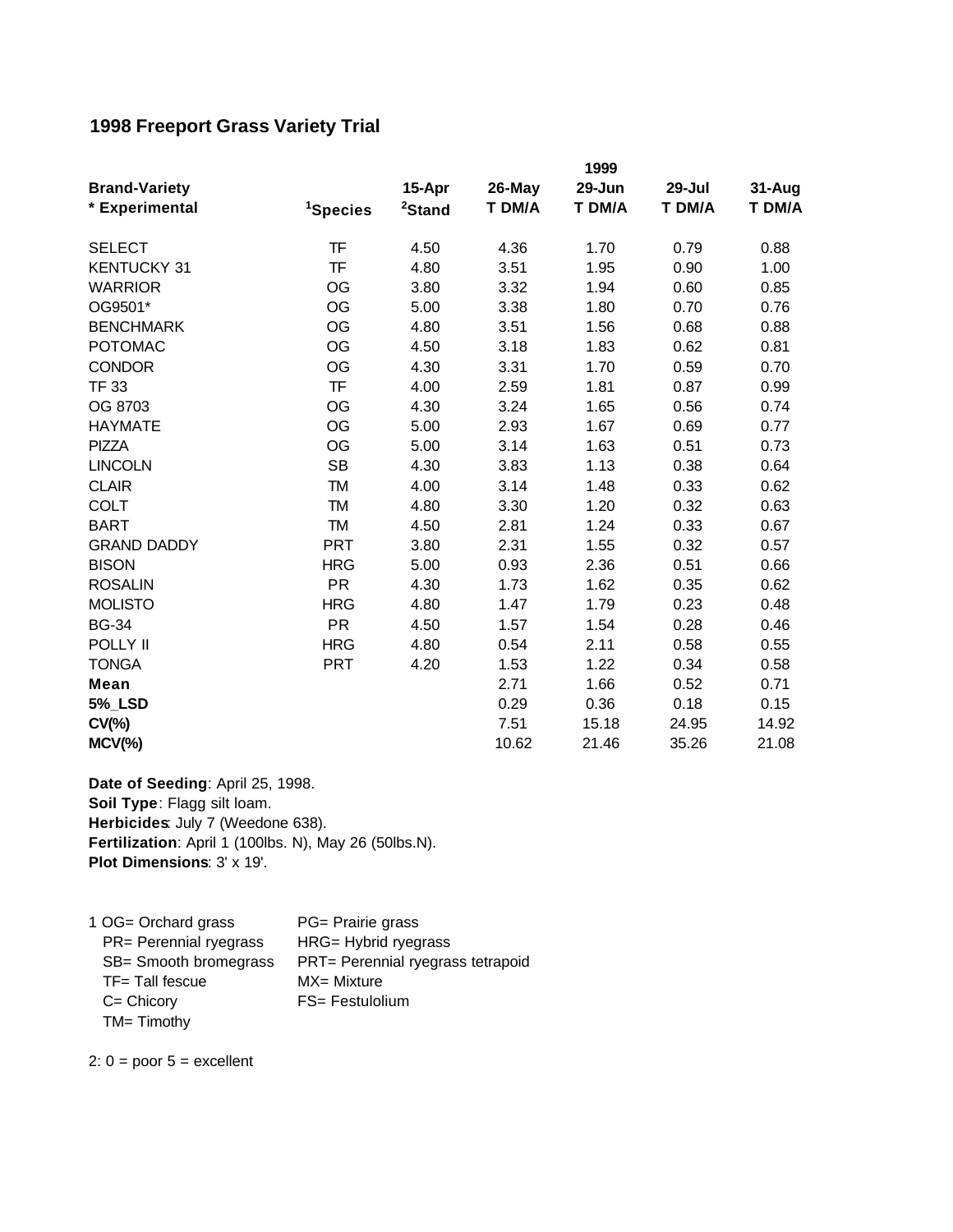# 1998 Freeport Grass Variety Trial

| Brand-Variety | | | 1999 | | | |
|---|---|---|---|---|---|---|
| | | 15-Apr | 26-May | 29-Jun | 29-Jul | 31-Aug |
| * Experimental | Species[1] | Stand[2] | T DM/A | T DM/A | T DM/A | T DM/A |
| SELECT | TF | 4.50 | 4.36 | 1.70 | 0.79 | 0.88 |
| KENTUCKY 31 | TF | 4.80 | 3.51 | 1.95 | 0.90 | 1.00 |
| WARRIOR | OG | 3.80 | 3.32 | 1.94 | 0.60 | 0.85 |
| OG9501* | OG | 5.00 | 3.38 | 1.80 | 0.70 | 0.76 |
| BENCHMARK | OG | 4.80 | 3.51 | 1.56 | 0.68 | 0.88 |
| POTOMAC | OG | 4.50 | 3.18 | 1.83 | 0.62 | 0.81 |
| CONDOR | OG | 4.30 | 3.31 | 1.70 | 0.59 | 0.70 |
| TF 33 | TF | 4.00 | 2.59 | 1.81 | 0.87 | 0.99 |
| OG 8703 | OG | 4.30 | 3.24 | 1.65 | 0.56 | 0.74 |
| HAYMATE | OG | 5.00 | 2.93 | 1.67 | 0.69 | 0.77 |
| PIZZA | OG | 5.00 | 3.14 | 1.63 | 0.51 | 0.73 |
| LINCOLN | SB | 4.30 | 3.83 | 1.13 | 0.38 | 0.64 |
| CLAIR | TM | 4.00 | 3.14 | 1.48 | 0.33 | 0.62 |
| COLT | TM | 4.80 | 3.30 | 1.20 | 0.32 | 0.63 |
| BART | TM | 4.50 | 2.81 | 1.24 | 0.33 | 0.67 |
| GRAND DADDY | PRT | 3.80 | 2.31 | 1.55 | 0.32 | 0.57 |
| BISON | HRG | 5.00 | 0.93 | 2.36 | 0.51 | 0.66 |
| ROSALIN | PR | 4.30 | 1.73 | 1.62 | 0.35 | 0.62 |
| MOLISTO | HRG | 4.80 | 1.47 | 1.79 | 0.23 | 0.48 |
| BG-34 | PR | 4.50 | 1.57 | 1.54 | 0.28 | 0.46 |
| POLLY II | HRG | 4.80 | 0.54 | 2.11 | 0.58 | 0.55 |
| TONGA | PRT | 4.20 | 1.53 | 1.22 | 0.34 | 0.58 |
| **Mean** | | | 2.71 | 1.66 | 0.52 | 0.71 |
| **5%_LSD** | | | 0.29 | 0.36 | 0.18 | 0.15 |
| **CV(%)** | | | 7.51 | 15.18 | 24.95 | 14.92 |
| **MCV(%)** | | | 10.62 | 21.46 | 35.26 | 21.08 |

**Date of Seeding**: April 25, 1998.
**Soil Type**: Flagg silt loam.
**Herbicides**: July 7 (Weedone 638).
**Fertilization**: April 1 (100lbs. N), May 26 (50lbs.N).
**Plot Dimensions**: 3' x 19'.

1 OG= Orchard grass
PR= Perennial ryegrass
SB= Smooth bromegrass
TF= Tall fescue
C= Chicory
TM= Timothy
PG= Prairie grass
HRG= Hybrid ryegrass
PRT= Perennial ryegrass tetrapoid
MX= Mixture
FS= Festulolium

2: 0 = poor 5 = excellent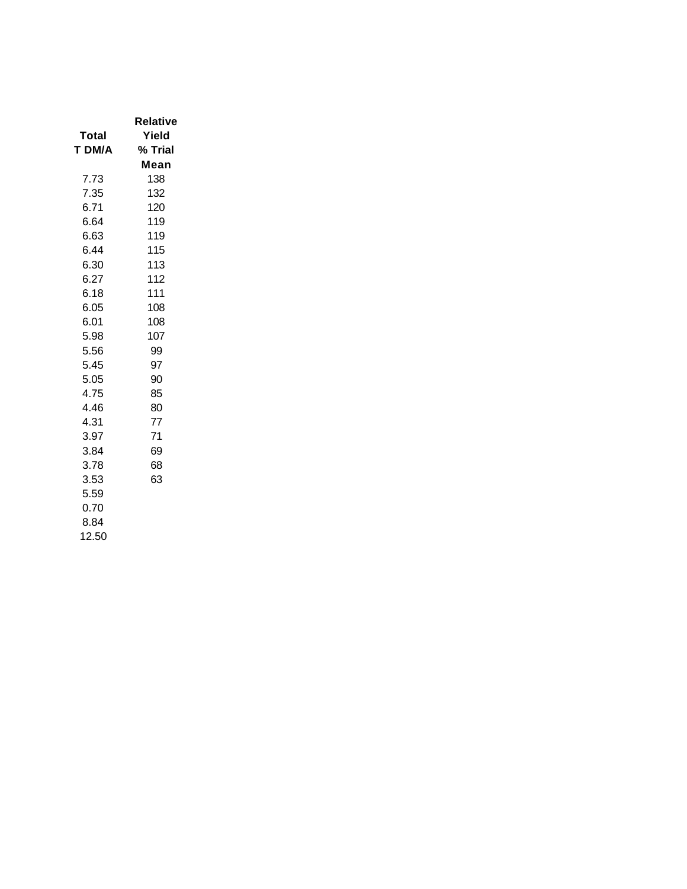| Total T DM/A | Relative Yield % Trial Mean |
|---|---|
| 7.73 | 138 |
| 7.35 | 132 |
| 6.71 | 120 |
| 6.64 | 119 |
| 6.63 | 119 |
| 6.44 | 115 |
| 6.30 | 113 |
| 6.27 | 112 |
| 6.18 | 111 |
| 6.05 | 108 |
| 6.01 | 108 |
| 5.98 | 107 |
| 5.56 | 99 |
| 5.45 | 97 |
| 5.05 | 90 |
| 4.75 | 85 |
| 4.46 | 80 |
| 4.31 | 77 |
| 3.97 | 71 |
| 3.84 | 69 |
| 3.78 | 68 |
| 3.53 | 63 |
| 5.59 | |
| 0.70 | |
| 8.84 | |
| 12.50 | |